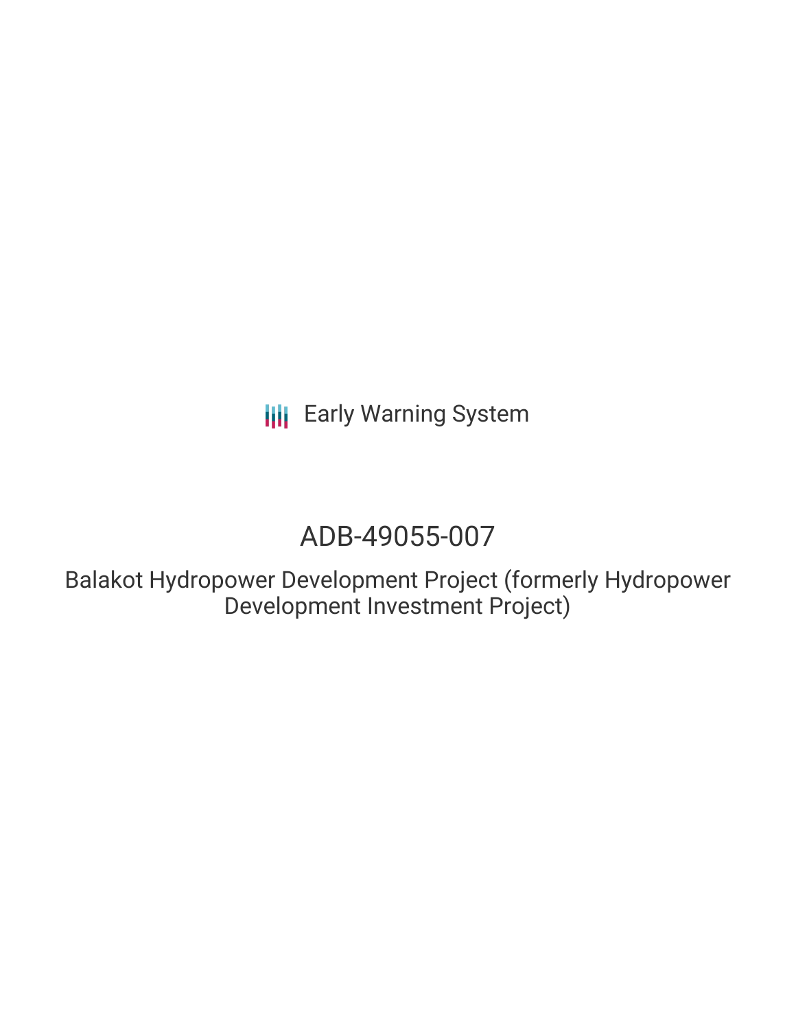Early Warning System

# ADB-49055-007

## Balakot Hydropower Development Project (formerly Hydropower Development Investment Project)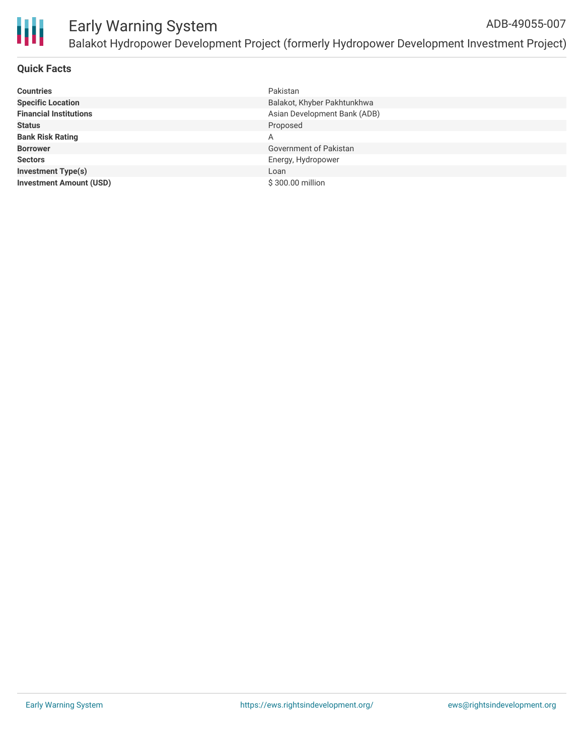# Early Warning System

ADB-49055-007

Balakot Hydropower Development Project (formerly Hydropower Development Investment Project)

## Quick Facts

| | |
|---|---|
| **Countries** | Pakistan |
| **Specific Location** | Balakot, Khyber Pakhtunkhwa |
| **Financial Institutions** | Asian Development Bank (ADB) |
| **Status** | Proposed |
| **Bank Risk Rating** | A |
| **Borrower** | Government of Pakistan |
| **Sectors** | Energy, Hydropower |
| **Investment Type(s)** | Loan |
| **Investment Amount (USD)** | $ 300.00 million |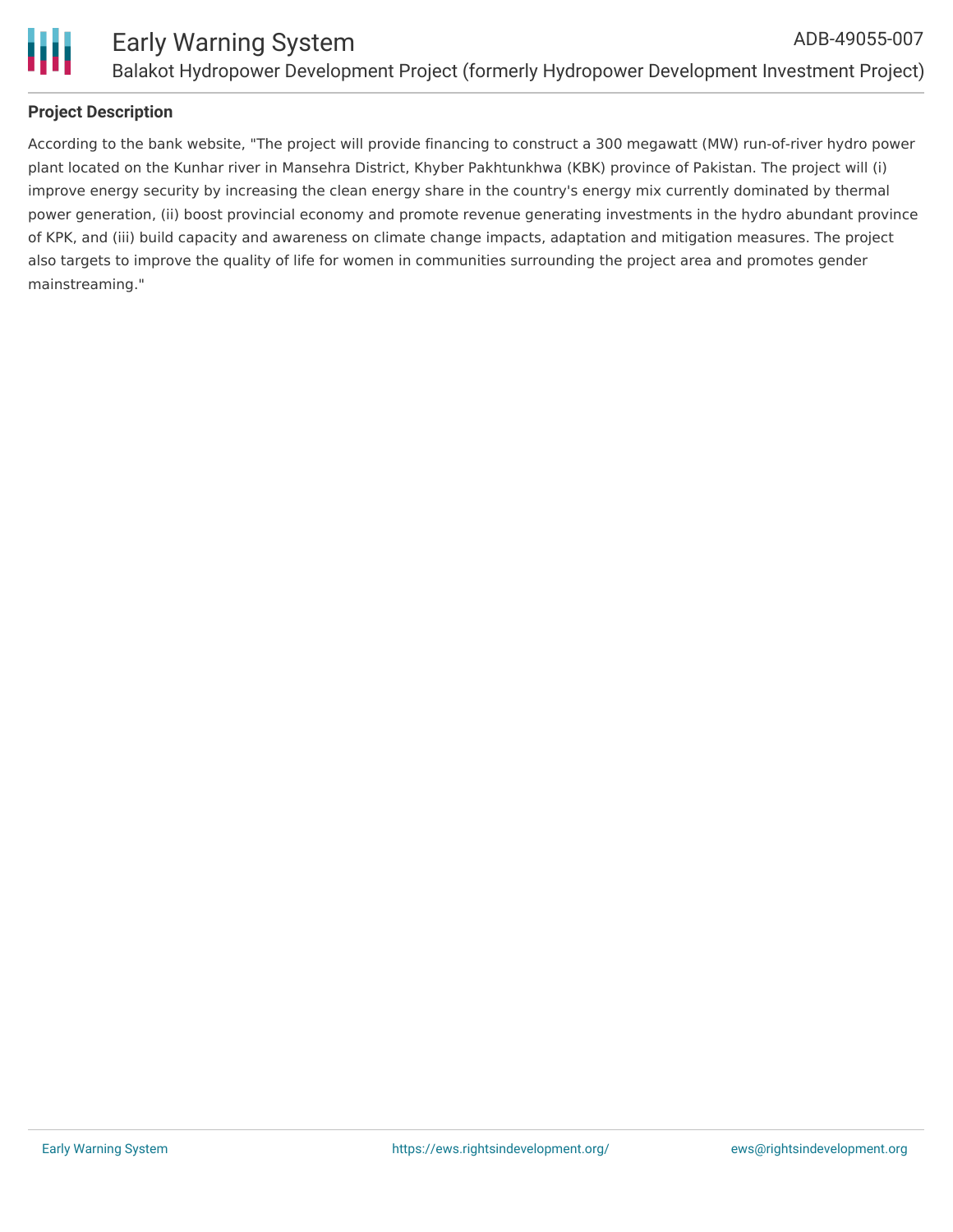## Project Description

According to the bank website, "The project will provide financing to construct a 300 megawatt (MW) run-of-river hydro power plant located on the Kunhar river in Mansehra District, Khyber Pakhtunkhwa (KBK) province of Pakistan. The project will (i) improve energy security by increasing the clean energy share in the country's energy mix currently dominated by thermal power generation, (ii) boost provincial economy and promote revenue generating investments in the hydro abundant province of KPK, and (iii) build capacity and awareness on climate change impacts, adaptation and mitigation measures. The project also targets to improve the quality of life for women in communities surrounding the project area and promotes gender mainstreaming."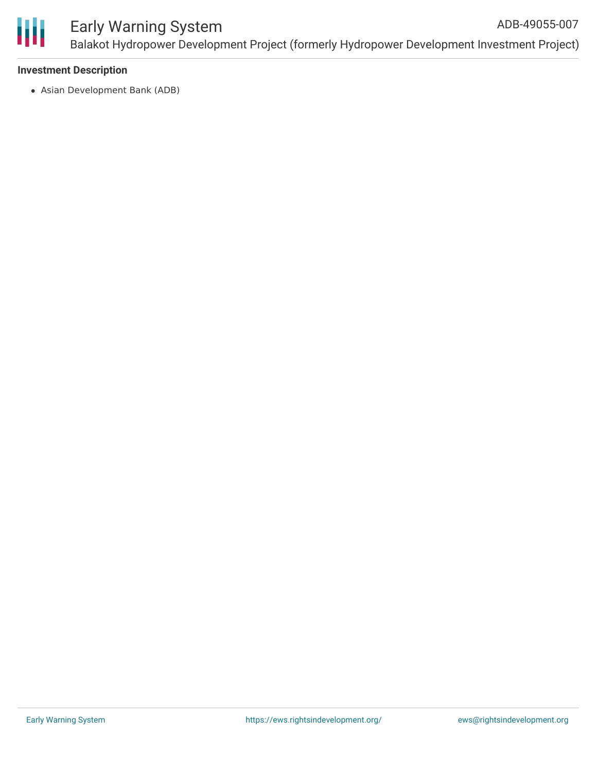### Investment Description

- Asian Development Bank (ADB)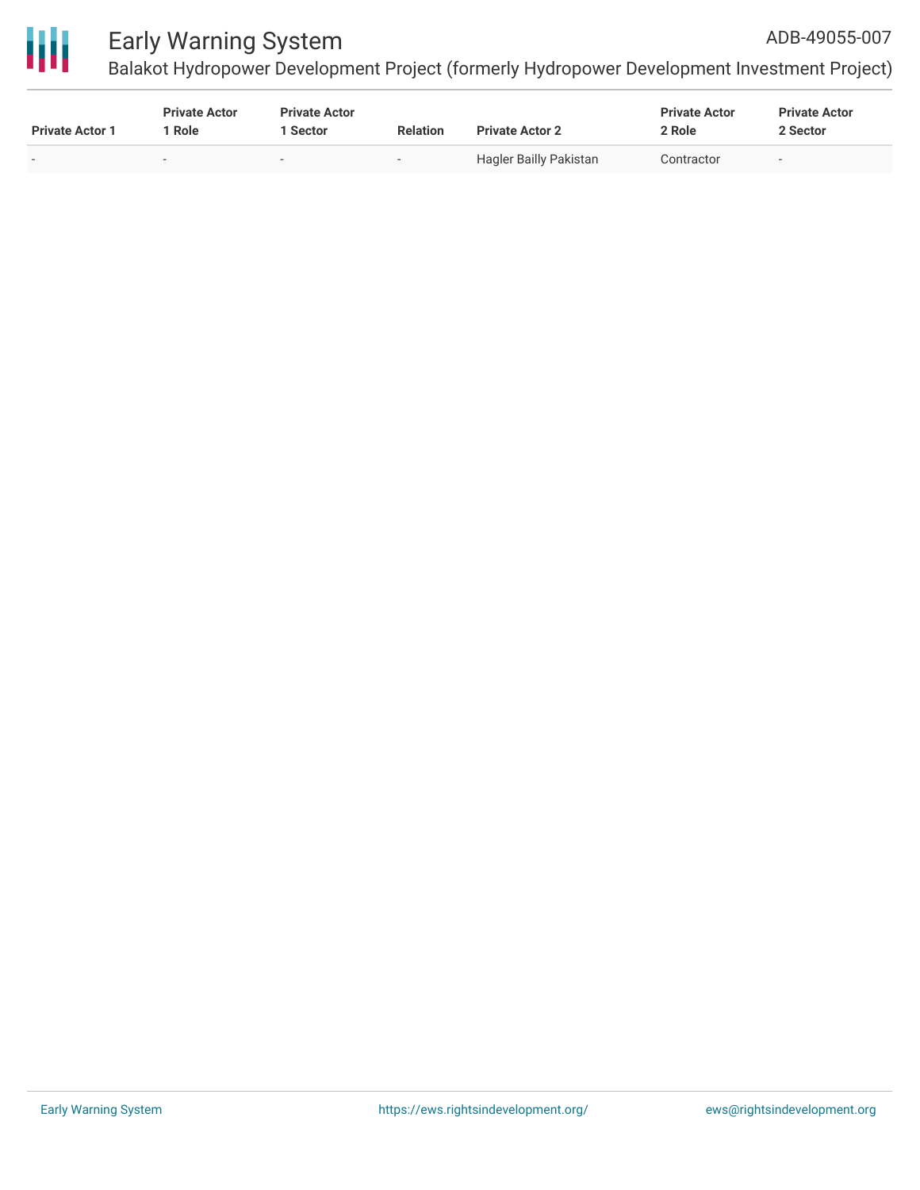| Private Actor 1 | Private Actor 1 Role | Private Actor 1 Sector | Relation | Private Actor 2 | Private Actor 2 Role | Private Actor 2 Sector |
|---|---|---|---|---|---|---|
| - | - | - | - | Hagler Bailly Pakistan | Contractor | - |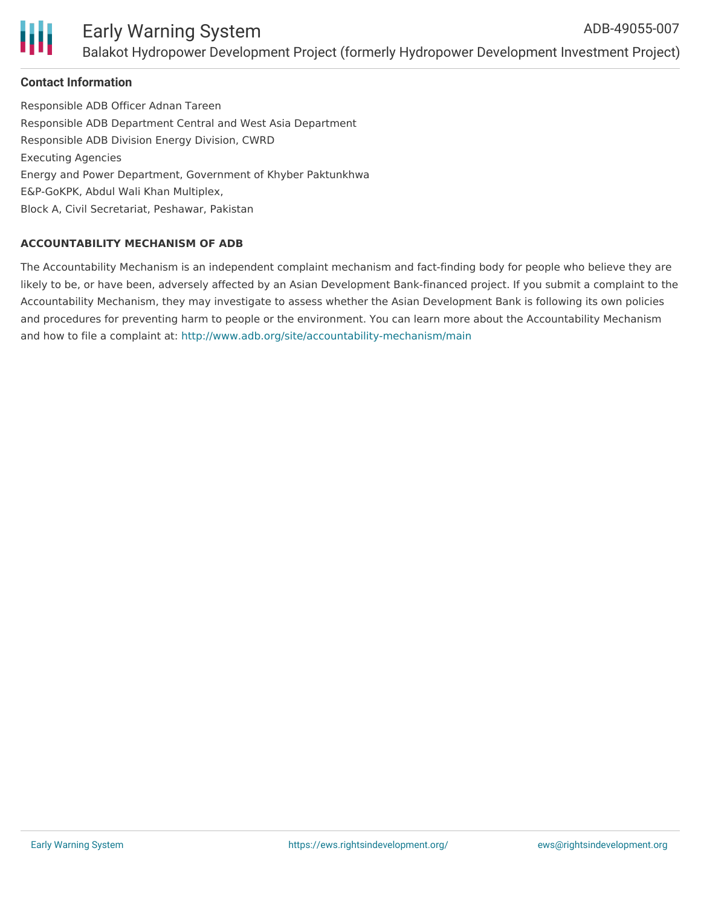### Contact Information

Responsible ADB Officer Adnan Tareen
Responsible ADB Department Central and West Asia Department
Responsible ADB Division Energy Division, CWRD
Executing Agencies
Energy and Power Department, Government of Khyber Paktunkhwa
E&P-GoKPK, Abdul Wali Khan Multiplex,
Block A, Civil Secretariat, Peshawar, Pakistan

#### ACCOUNTABILITY MECHANISM OF ADB

The Accountability Mechanism is an independent complaint mechanism and fact-finding body for people who believe they are likely to be, or have been, adversely affected by an Asian Development Bank-financed project. If you submit a complaint to the Accountability Mechanism, they may investigate to assess whether the Asian Development Bank is following its own policies and procedures for preventing harm to people or the environment. You can learn more about the Accountability Mechanism and how to file a complaint at: http://www.adb.org/site/accountability-mechanism/main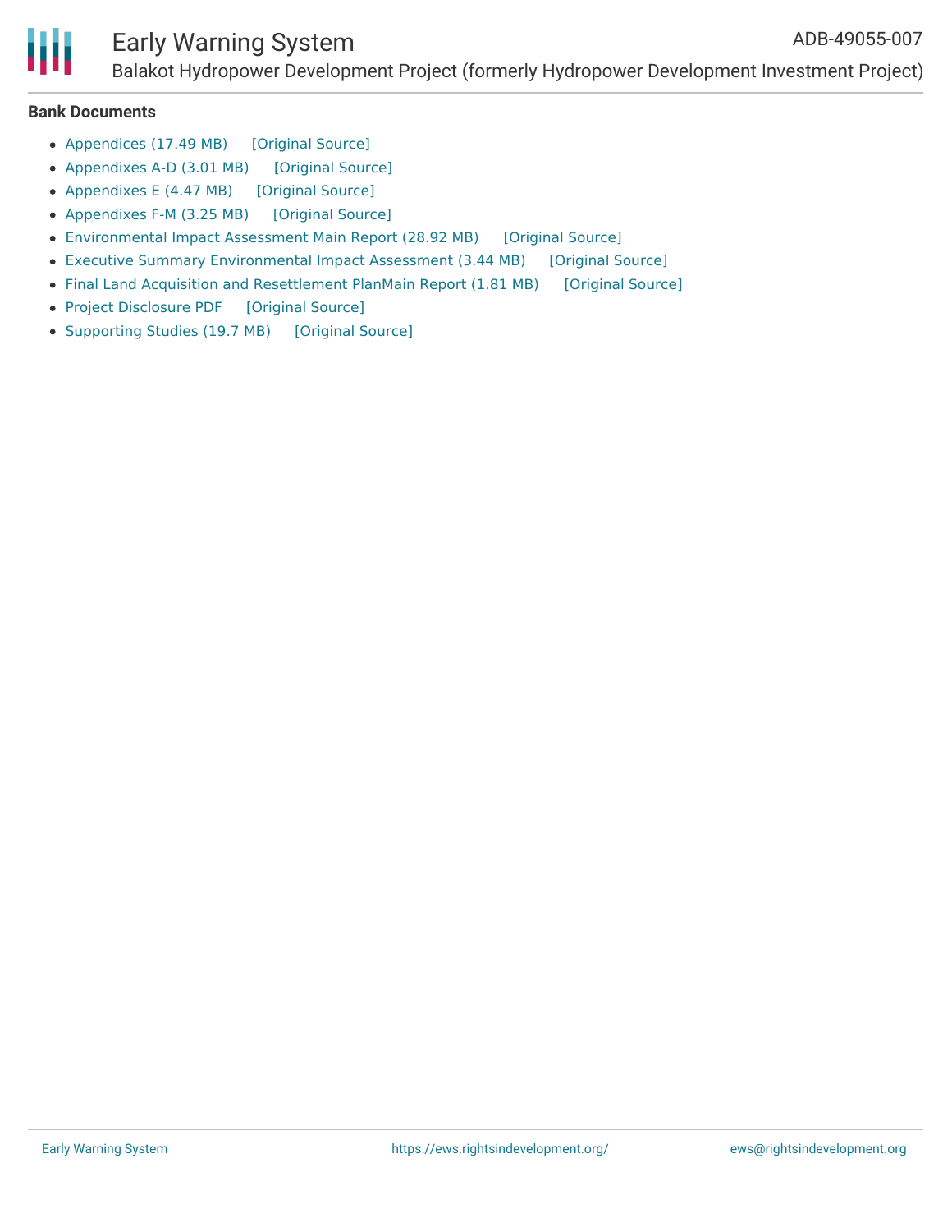### Bank Documents

- Appendices (17.49 MB) [Original Source]
- Appendixes A-D (3.01 MB) [Original Source]
- Appendixes E (4.47 MB) [Original Source]
- Appendixes F-M (3.25 MB) [Original Source]
- Environmental Impact Assessment Main Report (28.92 MB) [Original Source]
- Executive Summary Environmental Impact Assessment (3.44 MB) [Original Source]
- Final Land Acquisition and Resettlement PlanMain Report (1.81 MB) [Original Source]
- Project Disclosure PDF [Original Source]
- Supporting Studies (19.7 MB) [Original Source]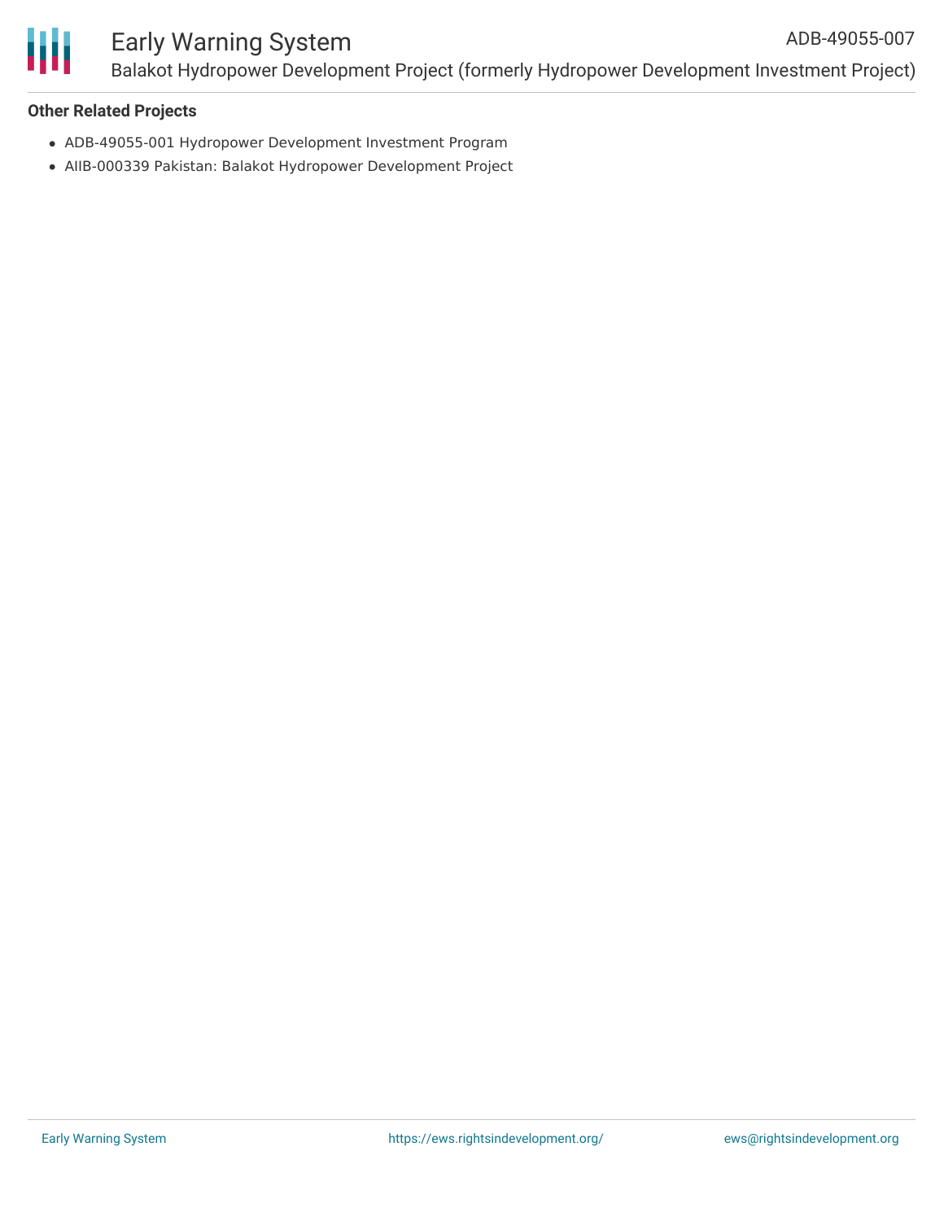**Other Related Projects**

- ADB-49055-001 Hydropower Development Investment Program
- AIIB-000339 Pakistan: Balakot Hydropower Development Project